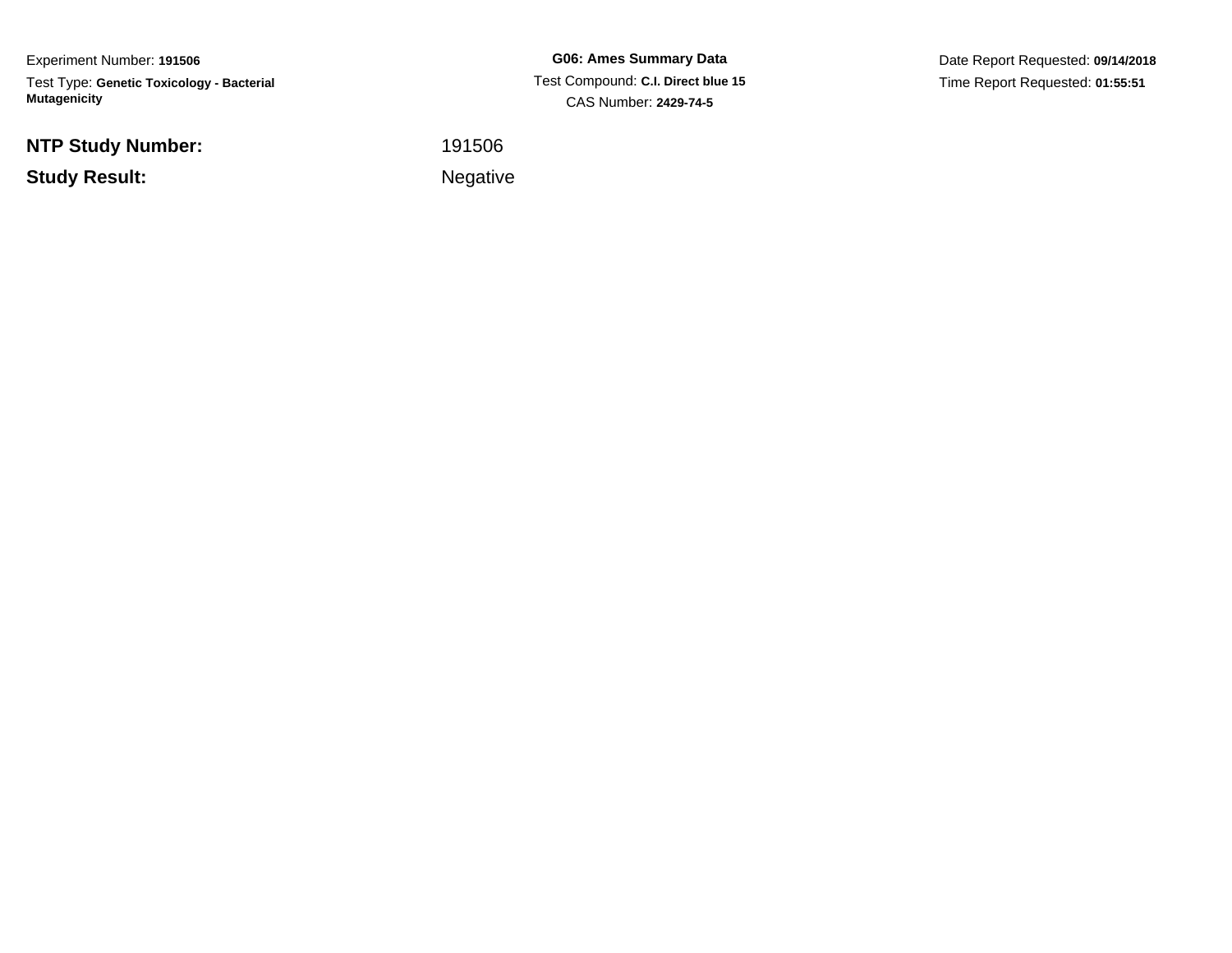Experiment Number: **191506**

Test Type: **Genetic Toxicology - Bacterial Mutagenicity**

**G06: Ames Summary Data**

Test Compound: **C.I. Direct blue 15**

CAS Number: **2429-74-5**

Date Report Requested: **09/14/2018**

Time Report Requested: **01:55:51**

**NTP Study Number:** 191506

**Study Result:** Negative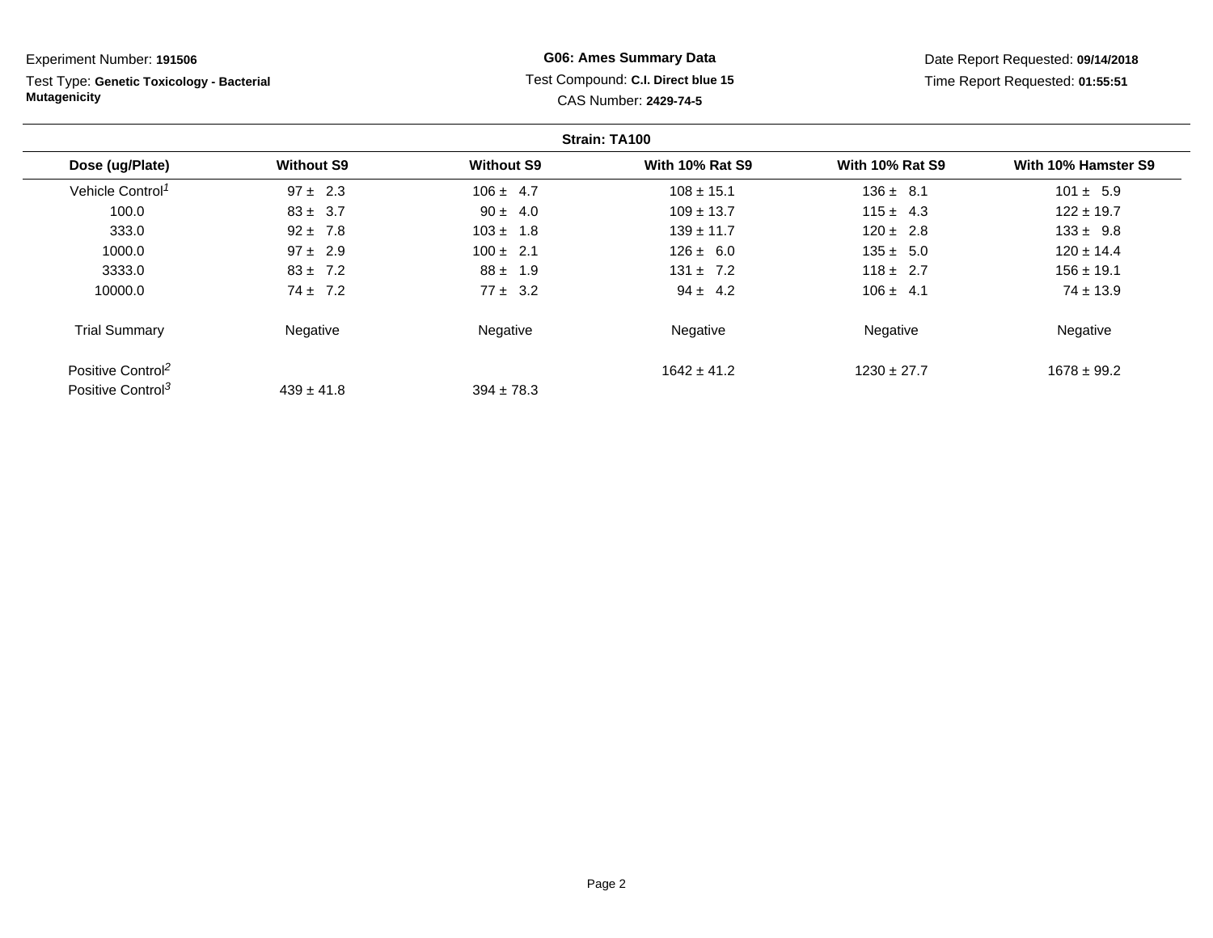Experiment Number: **191506**

Test Type: **Genetic Toxicology - Bacterial Mutagenicity**

**G06: Ames Summary Data**

Test Compound: **C.I. Direct blue 15**

CAS Number: **2429-74-5**

Date Report Requested: **09/14/2018**

Time Report Requested: **01:55:51**

**Strain: TA100**

| Dose (ug/Plate) | Without S9 | Without S9 | With 10% Rat S9 | With 10% Rat S9 | With 10% Hamster S9 |
|---|---|---|---|---|---|
| Vehicle Control[1] | 97 ± 2.3 | 106 ± 4.7 | 108 ± 15.1 | 136 ± 8.1 | 101 ± 5.9 |
| 100.0 | 83 ± 3.7 | 90 ± 4.0 | 109 ± 13.7 | 115 ± 4.3 | 122 ± 19.7 |
| 333.0 | 92 ± 7.8 | 103 ± 1.8 | 139 ± 11.7 | 120 ± 2.8 | 133 ± 9.8 |
| 1000.0 | 97 ± 2.9 | 100 ± 2.1 | 126 ± 6.0 | 135 ± 5.0 | 120 ± 14.4 |
| 3333.0 | 83 ± 7.2 | 88 ± 1.9 | 131 ± 7.2 | 118 ± 2.7 | 156 ± 19.1 |
| 10000.0 | 74 ± 7.2 | 77 ± 3.2 | 94 ± 4.2 | 106 ± 4.1 | 74 ± 13.9 |
| Trial Summary | Negative | Negative | Negative | Negative | Negative |
| Positive Control[2] | | | 1642 ± 41.2 | 1230 ± 27.7 | 1678 ± 99.2 |
| Positive Control[3] | 439 ± 41.8 | 394 ± 78.3 | | | |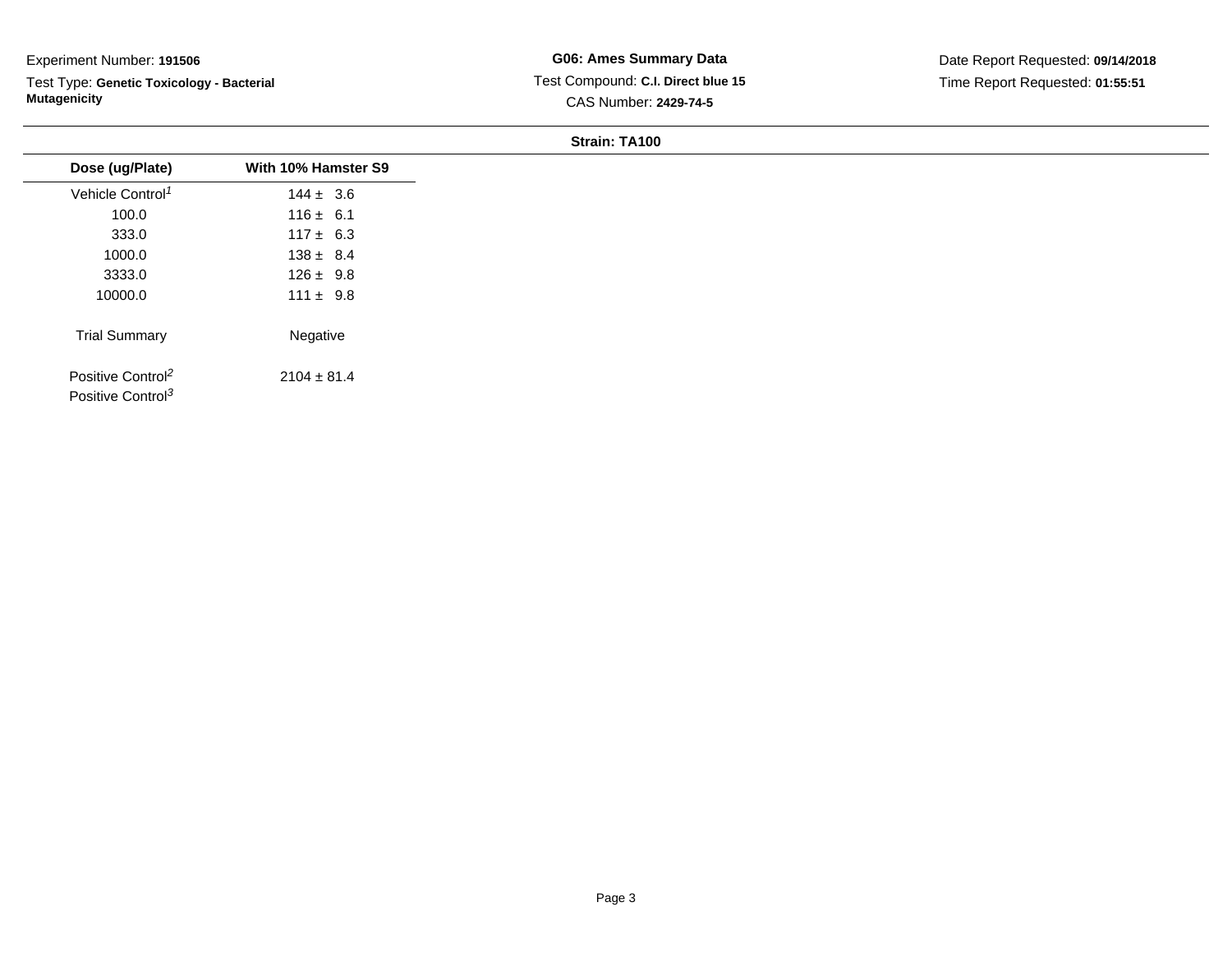Experiment Number: **191506**

Test Type: **Genetic Toxicology - Bacterial Mutagenicity**

**G06: Ames Summary Data**

Test Compound: **C.I. Direct blue 15**

CAS Number: **2429-74-5**

Date Report Requested: **09/14/2018**

Time Report Requested: **01:55:51**

**Strain: TA100**

| Dose (ug/Plate) | With 10% Hamster S9 |
|---|---|
| Vehicle Control[1] | 144 ± 3.6 |
| 100.0 | 116 ± 6.1 |
| 333.0 | 117 ± 6.3 |
| 1000.0 | 138 ± 8.4 |
| 3333.0 | 126 ± 9.8 |
| 10000.0 | 111 ± 9.8 |
| Trial Summary | Negative |
| Positive Control[2] | 2104 ± 81.4 |
| Positive Control[3] | |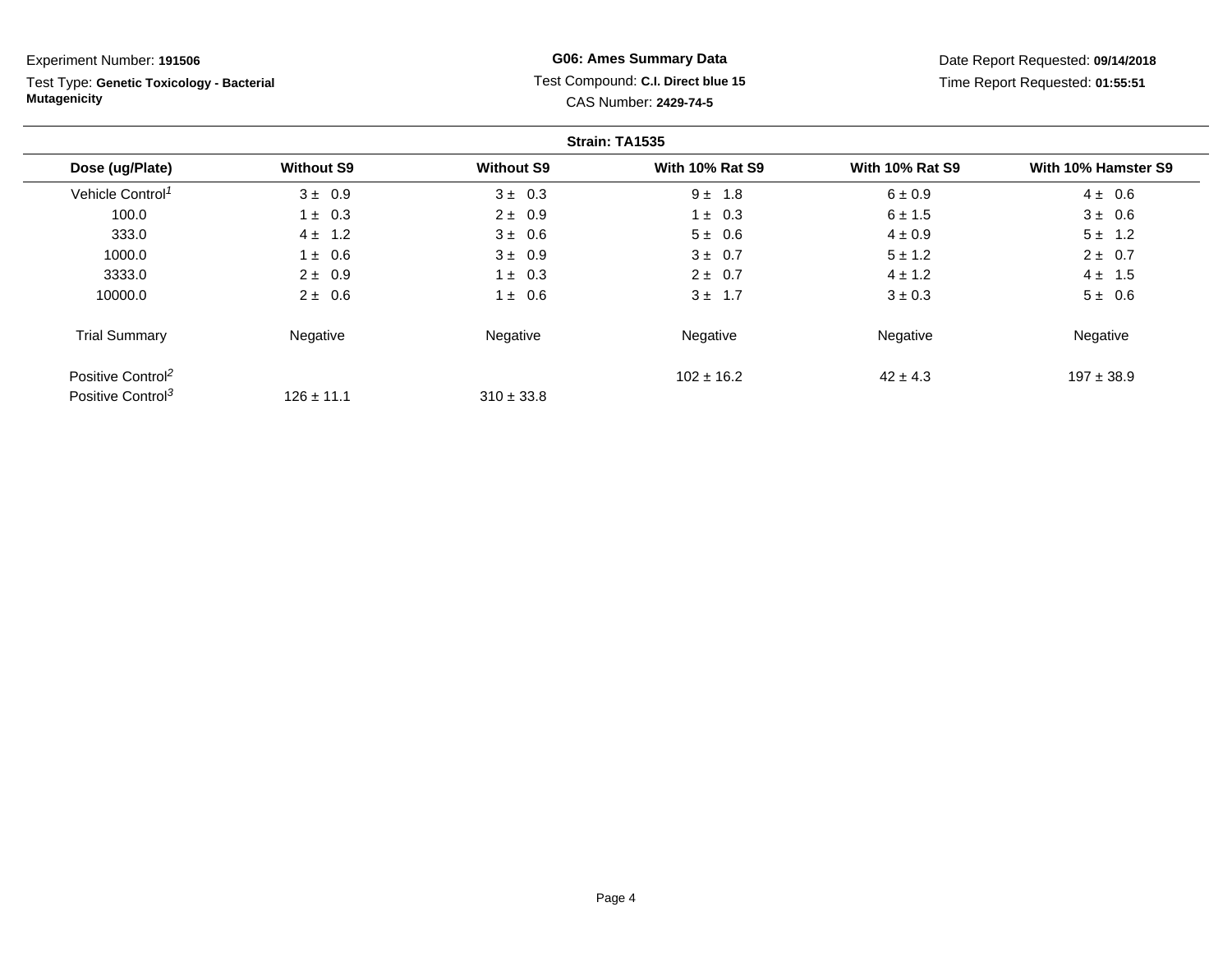Experiment Number: **191506**

Test Type: **Genetic Toxicology - Bacterial Mutagenicity**

**G06: Ames Summary Data**

Test Compound: **C.I. Direct blue 15**

CAS Number: **2429-74-5**

Date Report Requested: **09/14/2018**

Time Report Requested: **01:55:51**

**Strain: TA1535**

| Dose (ug/Plate) | Without S9 | Without S9 | With 10% Rat S9 | With 10% Rat S9 | With 10% Hamster S9 |
|---|---|---|---|---|---|
| Vehicle Control[1] | 3 ± 0.9 | 3 ± 0.3 | 9 ± 1.8 | 6 ± 0.9 | 4 ± 0.6 |
| 100.0 | 1 ± 0.3 | 2 ± 0.9 | 1 ± 0.3 | 6 ± 1.5 | 3 ± 0.6 |
| 333.0 | 4 ± 1.2 | 3 ± 0.6 | 5 ± 0.6 | 4 ± 0.9 | 5 ± 1.2 |
| 1000.0 | 1 ± 0.6 | 3 ± 0.9 | 3 ± 0.7 | 5 ± 1.2 | 2 ± 0.7 |
| 3333.0 | 2 ± 0.9 | 1 ± 0.3 | 2 ± 0.7 | 4 ± 1.2 | 4 ± 1.5 |
| 10000.0 | 2 ± 0.6 | 1 ± 0.6 | 3 ± 1.7 | 3 ± 0.3 | 5 ± 0.6 |
| Trial Summary | Negative | Negative | Negative | Negative | Negative |
| Positive Control[2] | | | 102 ± 16.2 | 42 ± 4.3 | 197 ± 38.9 |
| Positive Control[3] | 126 ± 11.1 | 310 ± 33.8 | | | |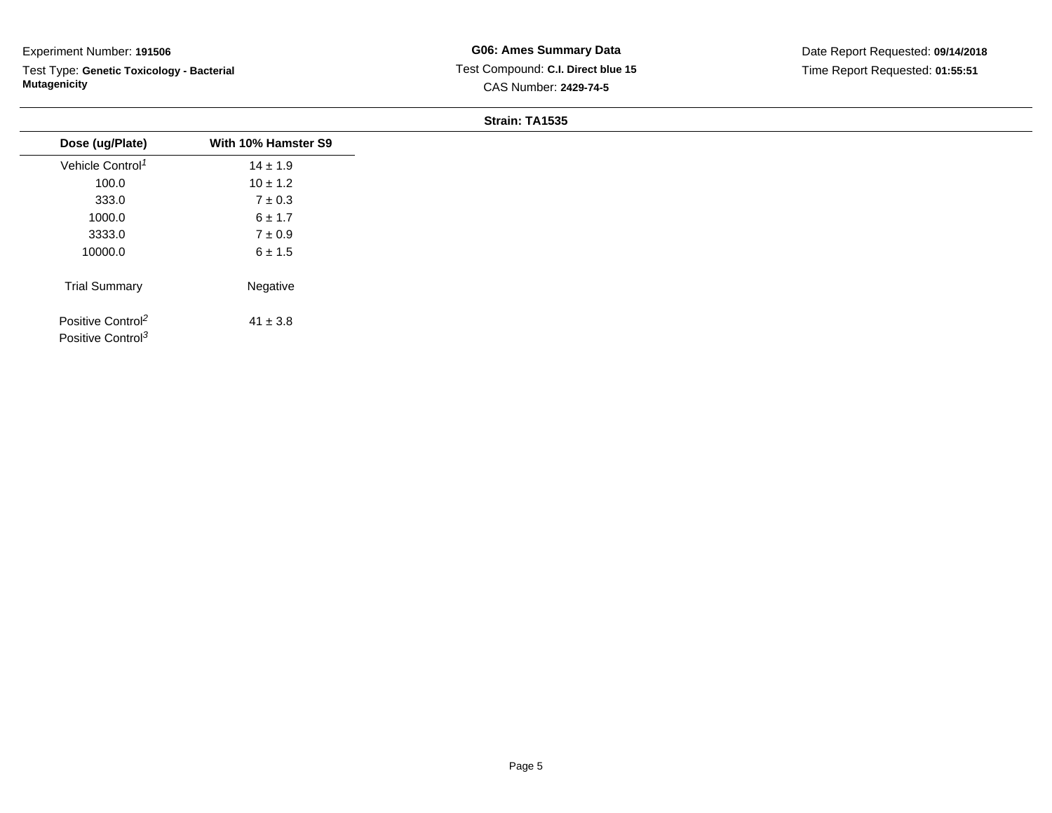Experiment Number: **191506**

Test Type: **Genetic Toxicology - Bacterial Mutagenicity**

**G06: Ames Summary Data**

Test Compound: **C.I. Direct blue 15**

CAS Number: **2429-74-5**

Date Report Requested: **09/14/2018**

Time Report Requested: **01:55:51**

**Strain: TA1535**

| Dose (ug/Plate) | With 10% Hamster S9 |
|---|---|
| Vehicle Control[1] | 14 ± 1.9 |
| 100.0 | 10 ± 1.2 |
| 333.0 | 7 ± 0.3 |
| 1000.0 | 6 ± 1.7 |
| 3333.0 | 7 ± 0.9 |
| 10000.0 | 6 ± 1.5 |
| Trial Summary | Negative |
| Positive Control[2] | 41 ± 3.8 |
| Positive Control[3] | |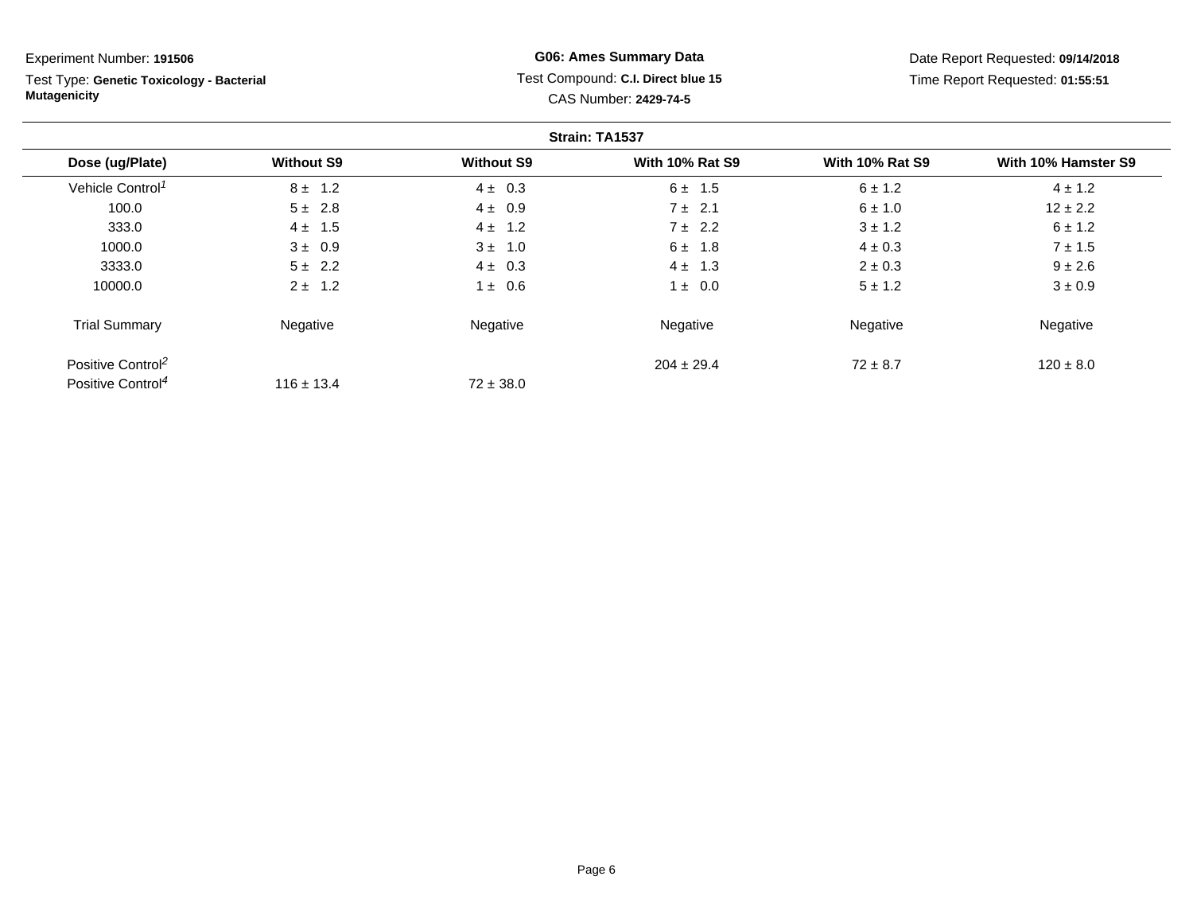Experiment Number: **191506**

Test Type: **Genetic Toxicology - Bacterial Mutagenicity**

**G06: Ames Summary Data**

Test Compound: **C.I. Direct blue 15**

CAS Number: **2429-74-5**

Date Report Requested: **09/14/2018**

Time Report Requested: **01:55:51**

**Strain: TA1537**

| Dose (ug/Plate) | Without S9 | Without S9 | With 10% Rat S9 | With 10% Rat S9 | With 10% Hamster S9 |
|---|---|---|---|---|---|
| Vehicle Control[1] | 8 ± 1.2 | 4 ± 0.3 | 6 ± 1.5 | 6 ± 1.2 | 4 ± 1.2 |
| 100.0 | 5 ± 2.8 | 4 ± 0.9 | 7 ± 2.1 | 6 ± 1.0 | 12 ± 2.2 |
| 333.0 | 4 ± 1.5 | 4 ± 1.2 | 7 ± 2.2 | 3 ± 1.2 | 6 ± 1.2 |
| 1000.0 | 3 ± 0.9 | 3 ± 1.0 | 6 ± 1.8 | 4 ± 0.3 | 7 ± 1.5 |
| 3333.0 | 5 ± 2.2 | 4 ± 0.3 | 4 ± 1.3 | 2 ± 0.3 | 9 ± 2.6 |
| 10000.0 | 2 ± 1.2 | 1 ± 0.6 | 1 ± 0.0 | 5 ± 1.2 | 3 ± 0.9 |
| Trial Summary | Negative | Negative | Negative | Negative | Negative |
| Positive Control[2] | | | 204 ± 29.4 | 72 ± 8.7 | 120 ± 8.0 |
| Positive Control[4] | 116 ± 13.4 | 72 ± 38.0 | | | |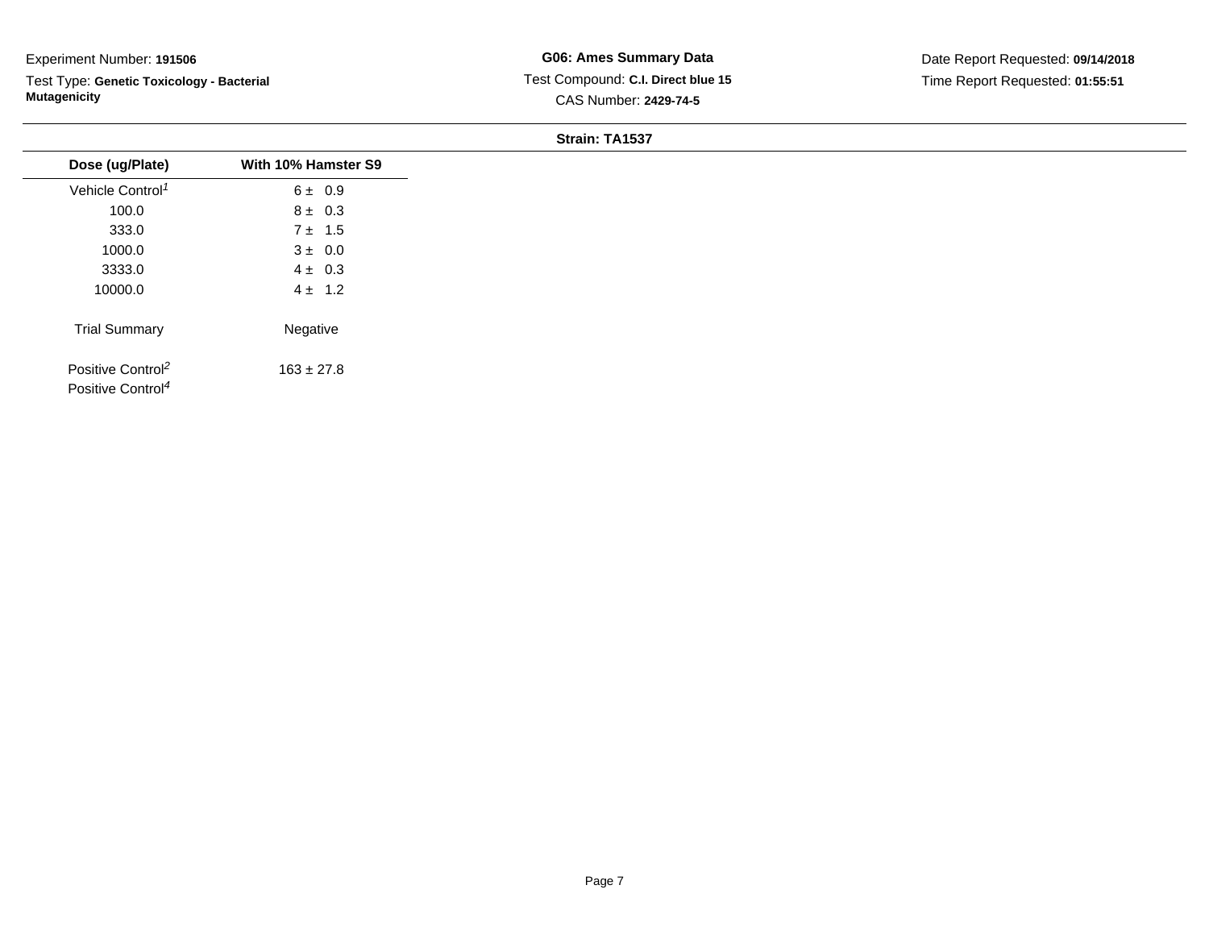Experiment Number: **191506**

Test Type: **Genetic Toxicology - Bacterial Mutagenicity**

**G06: Ames Summary Data**

Test Compound: **C.I. Direct blue 15**

CAS Number: **2429-74-5**

Date Report Requested: **09/14/2018**

Time Report Requested: **01:55:51**

**Strain: TA1537**

| Dose (ug/Plate) | With 10% Hamster S9 |
|---|---|
| Vehicle Control[1] | 6 ± 0.9 |
| 100.0 | 8 ± 0.3 |
| 333.0 | 7 ± 1.5 |
| 1000.0 | 3 ± 0.0 |
| 3333.0 | 4 ± 0.3 |
| 10000.0 | 4 ± 1.2 |
| Trial Summary | Negative |
| Positive Control[2] | 163 ± 27.8 |
| Positive Control[4] | |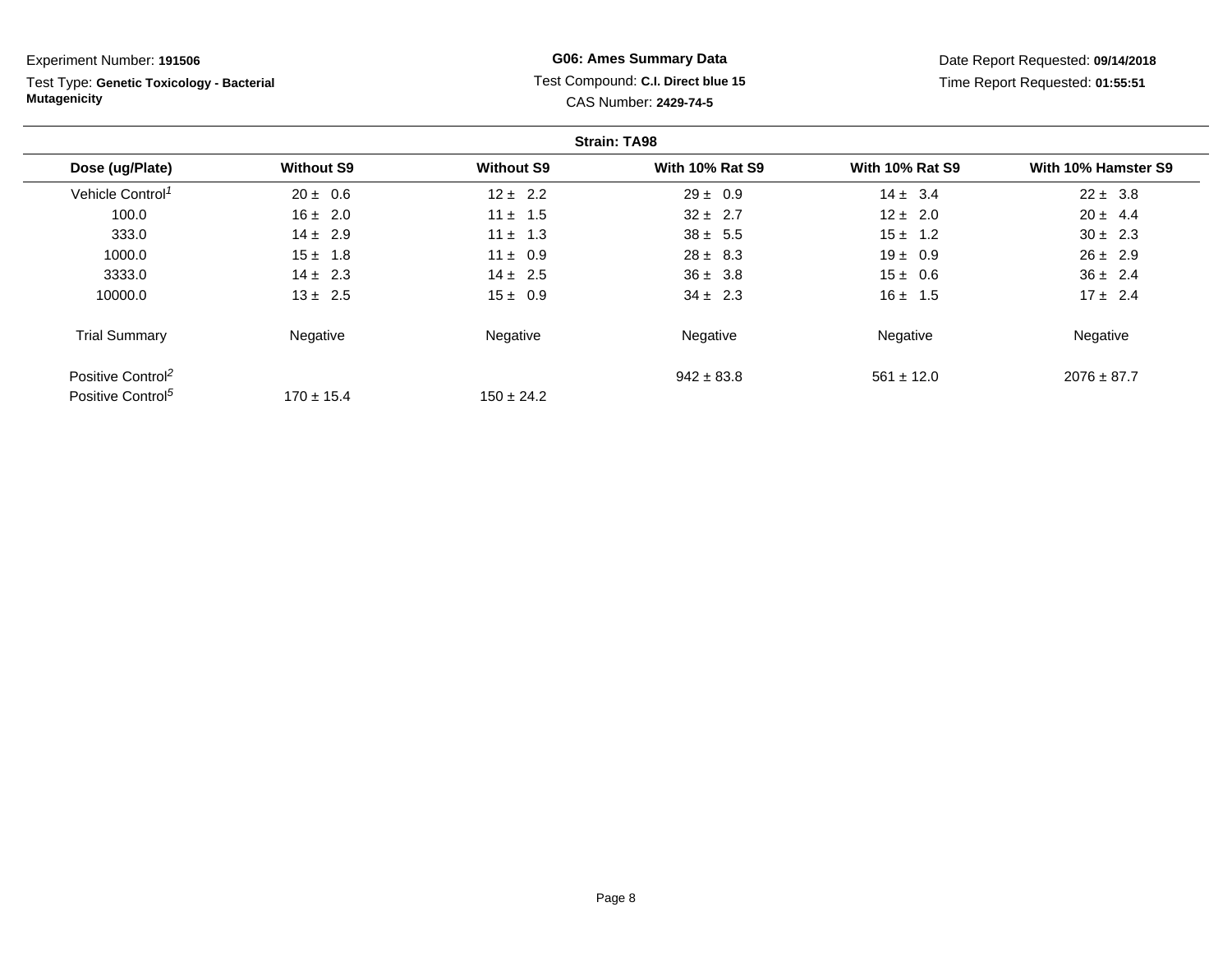Experiment Number: **191506**

Test Type: **Genetic Toxicology - Bacterial Mutagenicity**

**G06: Ames Summary Data**

Test Compound: **C.I. Direct blue 15**

CAS Number: **2429-74-5**

Date Report Requested: **09/14/2018**

Time Report Requested: **01:55:51**

**Strain: TA98**

| Dose (ug/Plate) | Without S9 | Without S9 | With 10% Rat S9 | With 10% Rat S9 | With 10% Hamster S9 |
|---|---|---|---|---|---|
| Vehicle Control[1] | 20 ± 0.6 | 12 ± 2.2 | 29 ± 0.9 | 14 ± 3.4 | 22 ± 3.8 |
| 100.0 | 16 ± 2.0 | 11 ± 1.5 | 32 ± 2.7 | 12 ± 2.0 | 20 ± 4.4 |
| 333.0 | 14 ± 2.9 | 11 ± 1.3 | 38 ± 5.5 | 15 ± 1.2 | 30 ± 2.3 |
| 1000.0 | 15 ± 1.8 | 11 ± 0.9 | 28 ± 8.3 | 19 ± 0.9 | 26 ± 2.9 |
| 3333.0 | 14 ± 2.3 | 14 ± 2.5 | 36 ± 3.8 | 15 ± 0.6 | 36 ± 2.4 |
| 10000.0 | 13 ± 2.5 | 15 ± 0.9 | 34 ± 2.3 | 16 ± 1.5 | 17 ± 2.4 |
| Trial Summary | Negative | Negative | Negative | Negative | Negative |
| Positive Control[2] | | | 942 ± 83.8 | 561 ± 12.0 | 2076 ± 87.7 |
| Positive Control[5] | 170 ± 15.4 | 150 ± 24.2 | | | |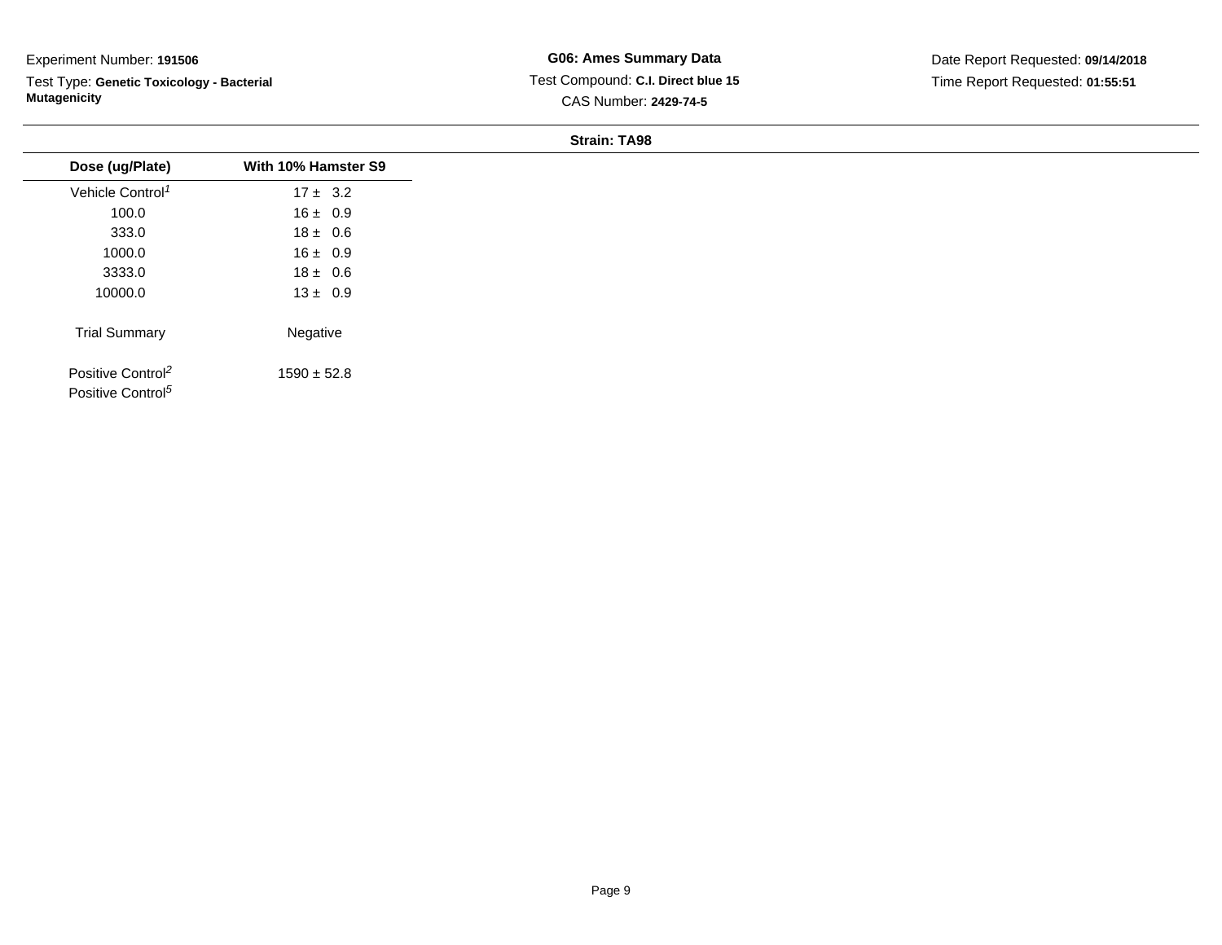Experiment Number: **191506**

Test Type: **Genetic Toxicology - Bacterial Mutagenicity**

**G06: Ames Summary Data**

Test Compound: **C.I. Direct blue 15**

CAS Number: **2429-74-5**

Date Report Requested: **09/14/2018**

Time Report Requested: **01:55:51**

**Strain: TA98**

| Dose (ug/Plate) | With 10% Hamster S9 |
| --- | --- |
| Vehicle Control[1] | 17 ± 3.2 |
| 100.0 | 16 ± 0.9 |
| 333.0 | 18 ± 0.6 |
| 1000.0 | 16 ± 0.9 |
| 3333.0 | 18 ± 0.6 |
| 10000.0 | 13 ± 0.9 |
| Trial Summary | Negative |
| Positive Control[2] | 1590 ± 52.8 |
| Positive Control[5] | |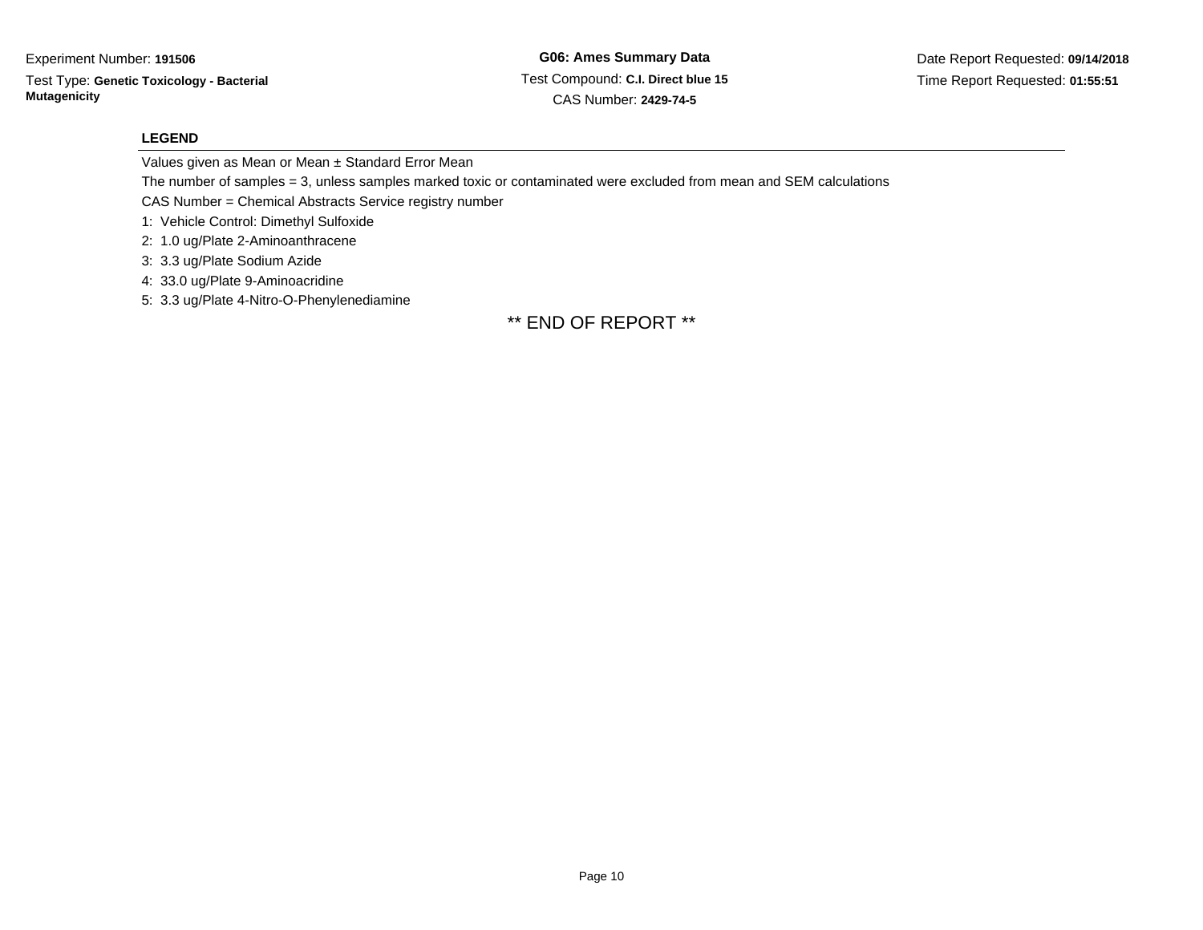#### LEGEND

Values given as Mean or Mean ± Standard Error Mean

The number of samples = 3, unless samples marked toxic or contaminated were excluded from mean and SEM calculations

CAS Number = Chemical Abstracts Service registry number

1: Vehicle Control: Dimethyl Sulfoxide

2: 1.0 ug/Plate 2-Aminoanthracene

3: 3.3 ug/Plate Sodium Azide

4: 33.0 ug/Plate 9-Aminoacridine

5: 3.3 ug/Plate 4-Nitro-O-Phenylenediamine

** END OF REPORT **